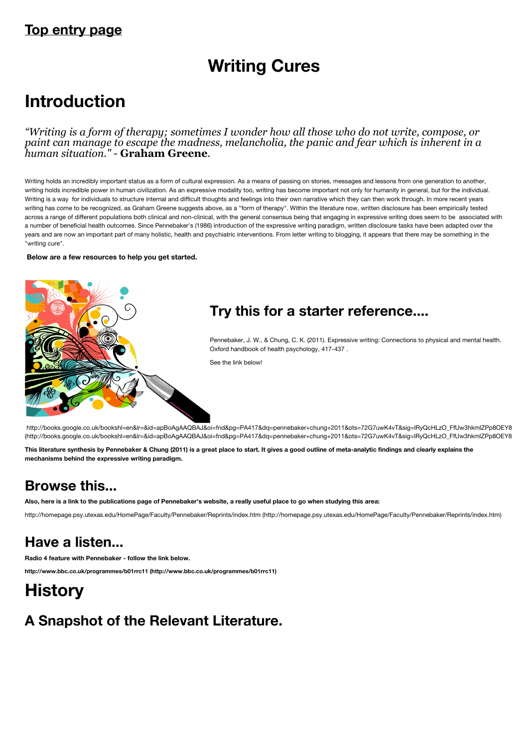**Top entry page**

# Writing Cures

# Introduction

*"Writing is a form of therapy; sometimes I wonder how all those who do not write, compose, or paint can manage to escape the madness, melancholia, the panic and fear which is inherent in a human situation."* - **Graham Greene**.

Writing holds an incredibly important status as a form of cultural expression. As a means of passing on stories, messages and lessons from one generation to another, writing holds incredible power in human civilization. As an expressive modality too, writing has become important not only for humanity in general, but for the individual. Writing is a way for individuals to structure internal and difficult thoughts and feelings into their own narrative which they can then work through. In more recent years writing has come to be recognized, as Graham Greene suggests above, as a "form of therapy". Within the literature now, written disclosure has been empirically tested across a range of different populations both clinical and non-clinical, with the general consensus being that engaging in expressive writing does seem to be associated with a number of beneficial health outcomes. Since Pennebaker's (1986) introduction of the expressive writing paradigm, written disclosure tasks have been adapted over the years and are now an important part of many holistic, health and psychiatric interventions. From letter writing to blogging, it appears that there may be something in the "writing cure".

**Below are a few resources to help you get started.**

## Try this for a starter reference....

Pennebaker, J. W., & Chung, C. K. (2011). Expressive writing: Connections to physical and mental health. Oxford handbook of health psychology, 417-437 .

See the link below!

http://books.google.co.uk/bookshl=en&lr=&id=apBoAgAAQBAJ&oi=fnd&pg=PA417&dq=pennebaker+chung+2011&ots=72G7uwK4vT&sig=lRyQcHLzO_FfUw3hkmlZPp8OEY8 (http://books.google.co.uk/bookshl=en&lr=&id=apBoAgAAQBAJ&oi=fnd&pg=PA417&dq=pennebaker+chung+2011&ots=72G7uwK4vT&sig=lRyQcHLzO_FfUw3hkmlZPp8OEY8

**This literature synthesis by Pennebaker & Chung (2011) is a great place to start. It gives a good outline of meta-analytic findings and clearly explains the mechanisms behind the expressive writing paradigm.**

## Browse this...

**Also, here is a link to the publications page of Pennebaker's website, a really useful place to go when studying this area:**

http://homepage.psy.utexas.edu/HomePage/Faculty/Pennebaker/Reprints/index.htm (http://homepage.psy.utexas.edu/HomePage/Faculty/Pennebaker/Reprints/index.htm)

## Have a listen...

**Radio 4 feature with Pennebaker - follow the link below.**

**http://www.bbc.co.uk/programmes/b01rrc11 (http://www.bbc.co.uk/programmes/b01rrc11)**

# History

## A Snapshot of the Relevant Literature.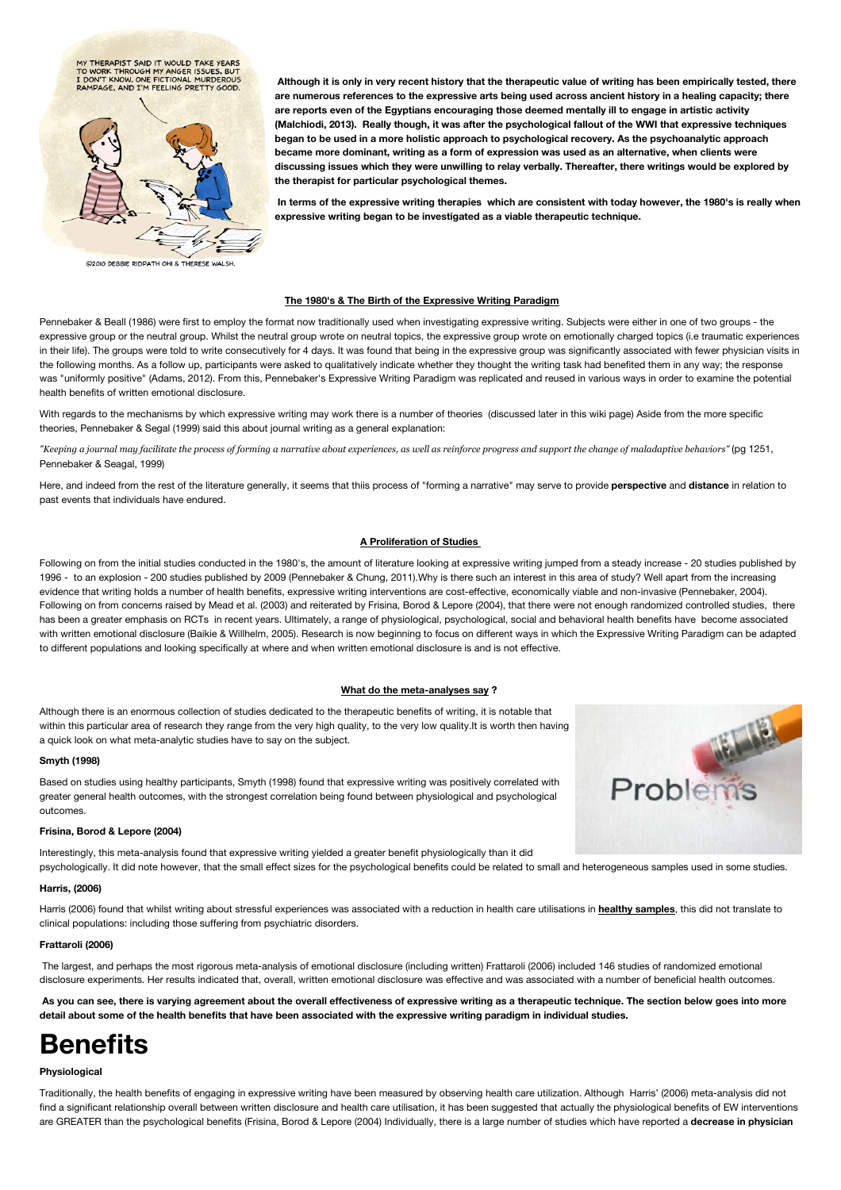**Although it is only in very recent history that the therapeutic value of writing has been empirically tested, there are numerous references to the expressive arts being used across ancient history in a healing capacity; there are reports even of the Egyptians encouraging those deemed mentally ill to engage in artistic activity (Malchiodi, 2013). Really though, it was after the psychological fallout of the WWI that expressive techniques began to be used in a more holistic approach to psychological recovery. As the psychoanalytic approach became more dominant, writing as a form of expression was used as an alternative, when clients were discussing issues which they were unwilling to relay verbally. Thereafter, there writings would be explored by the therapist for particular psychological themes.**

**In terms of the expressive writing therapies which are consistent with today however, the 1980's is really when expressive writing began to be investigated as a viable therapeutic technique.**

**The 1980's & The Birth of the Expressive Writing Paradigm**

Pennebaker & Beall (1986) were first to employ the format now traditionally used when investigating expressive writing. Subjects were either in one of two groups - the expressive group or the neutral group. Whilst the neutral group wrote on neutral topics, the expressive group wrote on emotionally charged topics (i.e traumatic experiences in their life). The groups were told to write consecutively for 4 days. It was found that being in the expressive group was significantly associated with fewer physician visits in the following months. As a follow up, participants were asked to qualitatively indicate whether they thought the writing task had benefited them in any way; the response was "uniformly positive" (Adams, 2012). From this, Pennebaker's Expressive Writing Paradigm was replicated and reused in various ways in order to examine the potential health benefits of written emotional disclosure.

With regards to the mechanisms by which expressive writing may work there is a number of theories (discussed later in this wiki page) Aside from the more specific theories, Pennebaker & Segal (1999) said this about journal writing as a general explanation:

*"Keeping a journal may facilitate the process of forming a narrative about experiences, as well as reinforce progress and support the change of maladaptive behaviors"* (pg 1251, Pennebaker & Seagal, 1999)

Here, and indeed from the rest of the literature generally, it seems that thiis process of "forming a narrative" may serve to provide **perspective** and **distance** in relation to past events that individuals have endured.

**A Proliferation of Studies**

Following on from the initial studies conducted in the 1980's, the amount of literature looking at expressive writing jumped from a steady increase - 20 studies published by 1996 - to an explosion - 200 studies published by 2009 (Pennebaker & Chung, 2011).Why is there such an interest in this area of study? Well apart from the increasing evidence that writing holds a number of health benefits, expressive writing interventions are cost-effective, economically viable and non-invasive (Pennebaker, 2004). Following on from concerns raised by Mead et al. (2003) and reiterated by Frisina, Borod & Lepore (2004), that there were not enough randomized controlled studies, there has been a greater emphasis on RCTs in recent years. Ultimately, a range of physiological, psychological, social and behavioral health benefits have become associated with written emotional disclosure (Baikie & Willhelm, 2005). Research is now beginning to focus on different ways in which the Expressive Writing Paradigm can be adapted to different populations and looking specifically at where and when written emotional disclosure is and is not effective.

**What do the meta-analyses say ?**

Although there is an enormous collection of studies dedicated to the therapeutic benefits of writing, it is notable that within this particular area of research they range from the very high quality, to the very low quality.It is worth then having a quick look on what meta-analytic studies have to say on the subject.

**Smyth (1998)**

Based on studies using healthy participants, Smyth (1998) found that expressive writing was positively correlated with greater general health outcomes, with the strongest correlation being found between physiological and psychological outcomes.

**Frisina, Borod & Lepore (2004)**

Interestingly, this meta-analysis found that expressive writing yielded a greater benefit physiologically than it did psychologically. It did note however, that the small effect sizes for the psychological benefits could be related to small and heterogeneous samples used in some studies.

**Harris, (2006)**

Harris (2006) found that whilst writing about stressful experiences was associated with a reduction in health care utilisations in **healthy samples**, this did not translate to clinical populations: including those suffering from psychiatric disorders.

**Frattaroli (2006)**

The largest, and perhaps the most rigorous meta-analysis of emotional disclosure (including written) Frattaroli (2006) included 146 studies of randomized emotional disclosure experiments. Her results indicated that, overall, written emotional disclosure was effective and was associated with a number of beneficial health outcomes.

**As you can see, there is varying agreement about the overall effectiveness of expressive writing as a therapeutic technique. The section below goes into more detail about some of the health benefits that have been associated with the expressive writing paradigm in individual studies.**

# Benefits

**Physiological**

Traditionally, the health benefits of engaging in expressive writing have been measured by observing health care utilization. Although Harris' (2006) meta-analysis did not find a significant relationship overall between written disclosure and health care utilisation, it has been suggested that actually the physiological benefits of EW interventions are GREATER than the psychological benefits (Frisina, Borod & Lepore (2004) Individually, there is a large number of studies which have reported a **decrease in physician**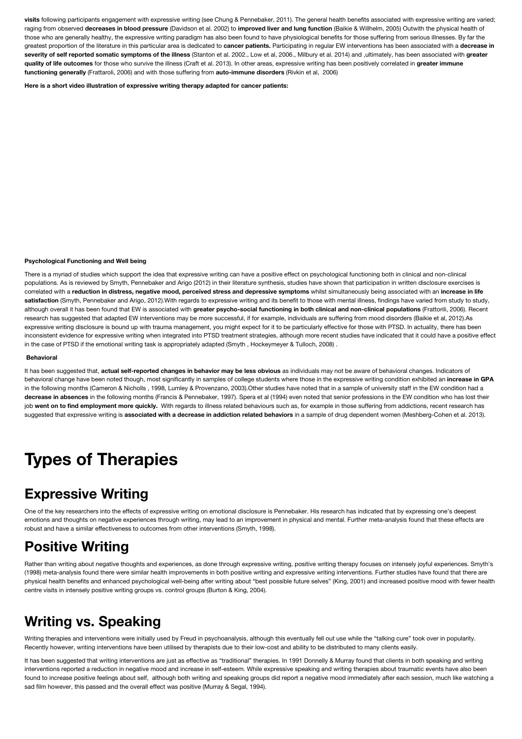**visits** following participants engagement with expressive writing (see Chung & Pennebaker, 2011). The general health benefits associated with expressive writing are varied; raging from observed **decreases in blood pressure** (Davidson et al. 2002) to **improved liver and lung function** (Baikie & Willhelm, 2005) Outwith the physical health of those who are generally healthy, the expressive writing paradigm has also been found to have physiological benefits for those suffering from serious illnesses. By far the greatest proportion of the literature in this particular area is dedicated to **cancer patients.** Participating in regular EW interventions has been associated with a **decrease in severity of self reported somatic symptoms of the illness** (Stanton et al. 2002., Low et al, 2006., Milbury et al. 2014) and ,ultimately, has been associated with **greater quality of life outcomes** for those who survive the illness (Craft et al. 2013). In other areas, expressive writing has been positively correlated in **greater immune functioning generally** (Frattaroli, 2006) and with those suffering from **auto-immune disorders** (Rivkin et al, 2006)

**Here is a short video illustration of expressive writing therapy adapted for cancer patients:**

**Psychological Functioning and Well being**

There is a myriad of studies which support the idea that expressive writing can have a positive effect on psychological functioning both in clinical and non-clinical populations. As is reviewed by Smyth, Pennebaker and Arigo (2012) in their literature synthesis, studies have shown that participation in written disclosure exercises is correlated with a **reduction in distress, negative mood, perceived stress and depressive symptoms** whilst simultaneously being associated with an **increase in life satisfaction** (Smyth, Pennebaker and Arigo, 2012).With regards to expressive writing and its benefit to those with mental illness, findings have varied from study to study, although overall it has been found that EW is associated with **greater psycho-social functioning in both clinical and non-clinical populations** (Frattorili, 2006). Recent research has suggested that adapted EW interventions may be more successful, if for example, individuals are suffering from mood disorders (Baikie et al, 2012).As expressive writing disclosure is bound up with trauma management, you might expect for it to be particularly effective for those with PTSD. In actuality, there has been inconsistent evidence for expressive writing when integrated into PTSD treatment strategies, although more recent studies have indicated that it could have a positive effect in the case of PTSD if the emotional writing task is appropriately adapted (Smyth , Hockeymeyer & Tulloch, 2008) .

**Behavioral**

It has been suggested that, **actual self-reported changes in behavior may be less obvious** as individuals may not be aware of behavioral changes. Indicators of behavioral change have been noted though, most significantly in samples of college students where those in the expressive writing condition exhibited an **increase in GPA** in the following months (Cameron & Nicholls , 1998, Lumley & Provenzano, 2003).Other studies have noted that in a sample of university staff in the EW condition had a **decrease in absences** in the following months (Francis & Pennebaker, 1997). Spera et al (1994) even noted that senior professions in the EW condition who has lost their job **went on to find employment more quickly.** With regards to illness related behaviours such as, for example in those suffering from addictions, recent research has suggested that expressive writing is **associated with a decrease in addiction related behaviors** in a sample of drug dependent women (Meshberg-Cohen et al. 2013).

# Types of Therapies

## Expressive Writing

One of the key researchers into the effects of expressive writing on emotional disclosure is Pennebaker. His research has indicated that by expressing one's deepest emotions and thoughts on negative experiences through writing, may lead to an improvement in physical and mental. Further meta-analysis found that these effects are robust and have a similar effectiveness to outcomes from other interventions (Smyth, 1998).

## Positive Writing

Rather than writing about negative thoughts and experiences, as done through expressive writing, positive writing therapy focuses on intensely joyful experiences. Smyth's (1998) meta-analysis found there were similar health improvements in both positive writing and expressive writing interventions. Further studies have found that there are physical health benefits and enhanced psychological well-being after writing about "best possible future selves" (King, 2001) and increased positive mood with fewer health centre visits in intensely positive writing groups vs. control groups (Burton & King, 2004).

## Writing vs. Speaking

Writing therapies and interventions were initially used by Freud in psychoanalysis, although this eventually fell out use while the "talking cure" took over in popularity. Recently however, writing interventions have been utilised by therapists due to their low-cost and ability to be distributed to many clients easily.

It has been suggested that writing interventions are just as effective as "traditional" therapies. In 1991 Donnelly & Murray found that clients in both speaking and writing interventions reported a reduction in negative mood and increase in self-esteem. While expressive speaking and writing therapies about traumatic events have also been found to to increase positive feelings about self, although both writing and speaking groups did report a negative mood immediately after each session, much like watching a sad film however, this passed and the overall effect was positive (Murray & Segal, 1994).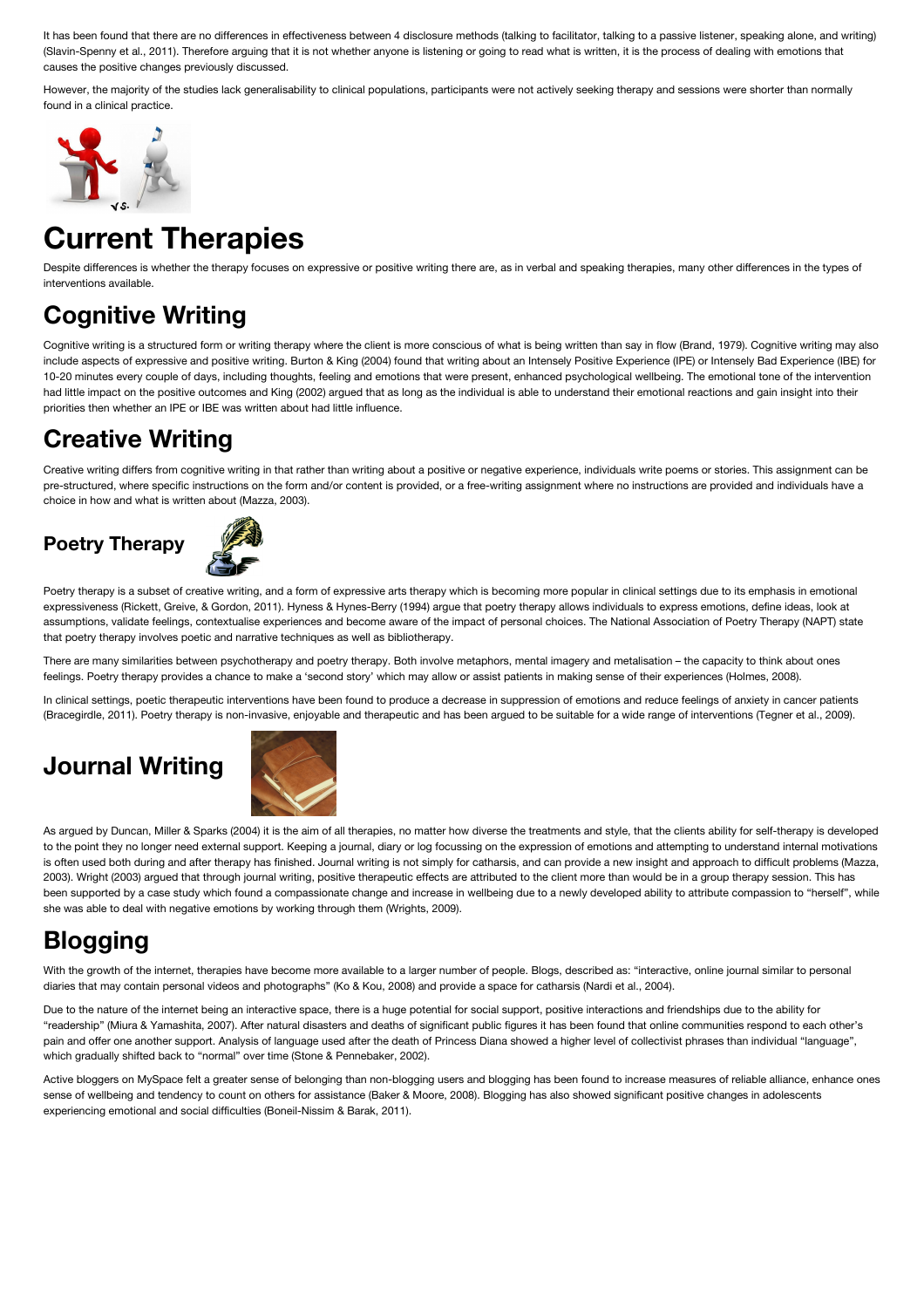It has been found that there are no differences in effectiveness between 4 disclosure methods (talking to facilitator, talking to a passive listener, speaking alone, and writing) (Slavin-Spenny et al., 2011). Therefore arguing that it is not whether anyone is listening or going to read what is written, it is the process of dealing with emotions that causes the positive changes previously discussed.

However, the majority of the studies lack generalisability to clinical populations, participants were not actively seeking therapy and sessions were shorter than normally found in a clinical practice.

# Current Therapies

Despite differences is whether the therapy focuses on expressive or positive writing there are, as in verbal and speaking therapies, many other differences in the types of interventions available.

## Cognitive Writing

Cognitive writing is a structured form or writing therapy where the client is more conscious of what is being written than say in flow (Brand, 1979). Cognitive writing may also include aspects of expressive and positive writing. Burton & King (2004) found that writing about an Intensely Positive Experience (IPE) or Intensely Bad Experience (IBE) for 10-20 minutes every couple of days, including thoughts, feeling and emotions that were present, enhanced psychological wellbeing. The emotional tone of the intervention had little impact on the positive outcomes and King (2002) argued that as long as the individual is able to understand their emotional reactions and gain insight into their priorities then whether an IPE or IBE was written about had little influence.

## Creative Writing

Creative writing differs from cognitive writing in that rather than writing about a positive or negative experience, individuals write poems or stories. This assignment can be pre-structured, where specific instructions on the form and/or content is provided, or a free-writing assignment where no instructions are provided and individuals have a choice in how and what is written about (Mazza, 2003).

### Poetry Therapy

Poetry therapy is a subset of creative writing, and a form of expressive arts therapy which is becoming more popular in clinical settings due to its emphasis in emotional expressiveness (Rickett, Greive, & Gordon, 2011). Hyness & Hynes-Berry (1994) argue that poetry therapy allows individuals to express emotions, define ideas, look at assumptions, validate feelings, contextualise experiences and become aware of the impact of personal choices. The National Association of Poetry Therapy (NAPT) state that poetry therapy involves poetic and narrative techniques as well as bibliotherapy.

There are many similarities between psychotherapy and poetry therapy. Both involve metaphors, mental imagery and metalisation – the capacity to think about ones feelings. Poetry therapy provides a chance to make a 'second story' which may allow or assist patients in making sense of their experiences (Holmes, 2008).

In clinical settings, poetic therapeutic interventions have been found to produce a decrease in suppression of emotions and reduce feelings of anxiety in cancer patients (Bracegirdle, 2011). Poetry therapy is non-invasive, enjoyable and therapeutic and has been argued to be suitable for a wide range of interventions (Tegner et al., 2009).

## Journal Writing

As argued by Duncan, Miller & Sparks (2004) it is the aim of all therapies, no matter how diverse the treatments and style, that the clients ability for self-therapy is developed to the point they no longer need external support. Keeping a journal, diary or log focussing on the expression of emotions and attempting to understand internal motivations is often used both during and after therapy has finished. Journal writing is not simply for catharsis, and can provide a new insight and approach to difficult problems (Mazza, 2003). Wright (2003) argued that through journal writing, positive therapeutic effects are attributed to the client more than would be in a group therapy session. This has been supported by a case study which found a compassionate change and increase in wellbeing due to a newly developed ability to attribute compassion to "herself", while she was able to deal with negative emotions by working through them (Wrights, 2009).

# Blogging

With the growth of the internet, therapies have become more available to a larger number of people. Blogs, described as: "interactive, online journal similar to personal diaries that may contain personal videos and photographs" (Ko & Kou, 2008) and provide a space for catharsis (Nardi et al., 2004).

Due to the nature of the internet being an interactive space, there is a huge potential for social support, positive interactions and friendships due to the ability for "readership" (Miura & Yamashita, 2007). After natural disasters and deaths of significant public figures it has been found that online communities respond to each other's pain and offer one another support. Analysis of language used after the death of Princess Diana showed a higher level of collectivist phrases than individual "language", which gradually shifted back to "normal" over time (Stone & Pennebaker, 2002).

Active bloggers on MySpace felt a greater sense of belonging than non-blogging users and blogging has been found to increase measures of reliable alliance, enhance ones sense of wellbeing and tendency to count on others for assistance (Baker & Moore, 2008). Blogging has also showed significant positive changes in adolescents experiencing emotional and social difficulties (Boneil-Nissim & Barak, 2011).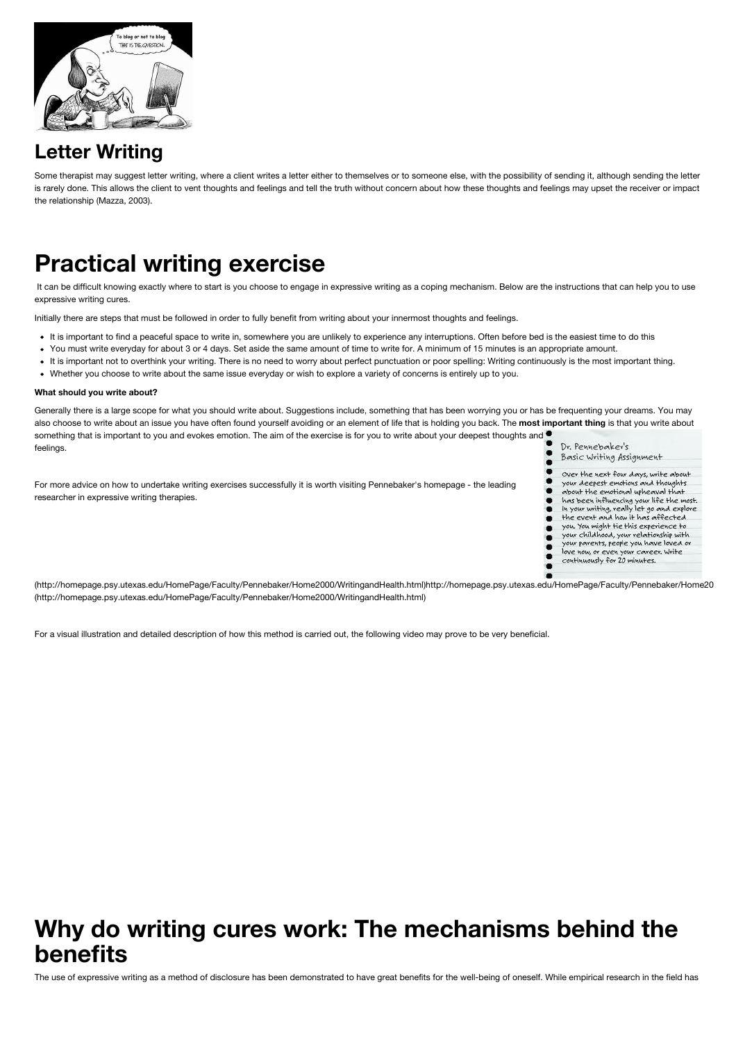## Letter Writing

Some therapist may suggest letter writing, where a client writes a letter either to themselves or to someone else, with the possibility of sending it, although sending the letter is rarely done. This allows the client to vent thoughts and feelings and tell the truth without concern about how these thoughts and feelings may upset the receiver or impact the relationship (Mazza, 2003).

# Practical writing exercise

It can be difficult knowing exactly where to start is you choose to engage in expressive writing as a coping mechanism. Below are the instructions that can help you to use expressive writing cures.

Initially there are steps that must be followed in order to fully benefit from writing about your innermost thoughts and feelings.

- It is important to find a peaceful space to write in, somewhere you are unlikely to experience any interruptions. Often before bed is the easiest time to do this
- You must write everyday for about 3 or 4 days. Set aside the same amount of time to write for. A minimum of 15 minutes is an appropriate amount.
- It is important not to overthink your writing. There is no need to worry about perfect punctuation or poor spelling: Writing continuously is the most important thing.
- Whether you choose to write about the same issue everyday or wish to explore a variety of concerns is entirely up to you.

**What should you write about?**

Generally there is a large scope for what you should write about. Suggestions include, something that has been worrying you or has be frequenting your dreams. You may also choose to write about an issue you have often found yourself avoiding or an element of life that is holding you back. The **most important thing** is that you write about something that is important to you and evokes emotion. The aim of the exercise is for you to write about your deepest thoughts and feelings.

Dr. Pennebaker's Basic Writing Assignment

Over the next four days, write about your deepest emotions and thoughts about the emotional upheaval that has been influencing your life the most. In your writing, really let go and explore the event and how it has affected you. You might tie this experience to your childhood, your relationship with your parents, people you have loved or love now, or even your career. Write continuously for 20 minutes.

For more advice on how to undertake writing exercises successfully it is worth visiting Pennebaker's homepage - the leading researcher in expressive writing therapies.

(http://homepage.psy.utexas.edu/HomePage/Faculty/Pennebaker/Home2000/WritingandHealth.html)http://homepage.psy.utexas.edu/HomePage/Faculty/Pennebaker/Home20 (http://homepage.psy.utexas.edu/HomePage/Faculty/Pennebaker/Home2000/WritingandHealth.html)

For a visual illustration and detailed description of how this method is carried out, the following video may prove to be very beneficial.

# Why do writing cures work: The mechanisms behind the benefits

The use of expressive writing as a method of disclosure has been demonstrated to have great benefits for the well-being of oneself. While empirical research in the field has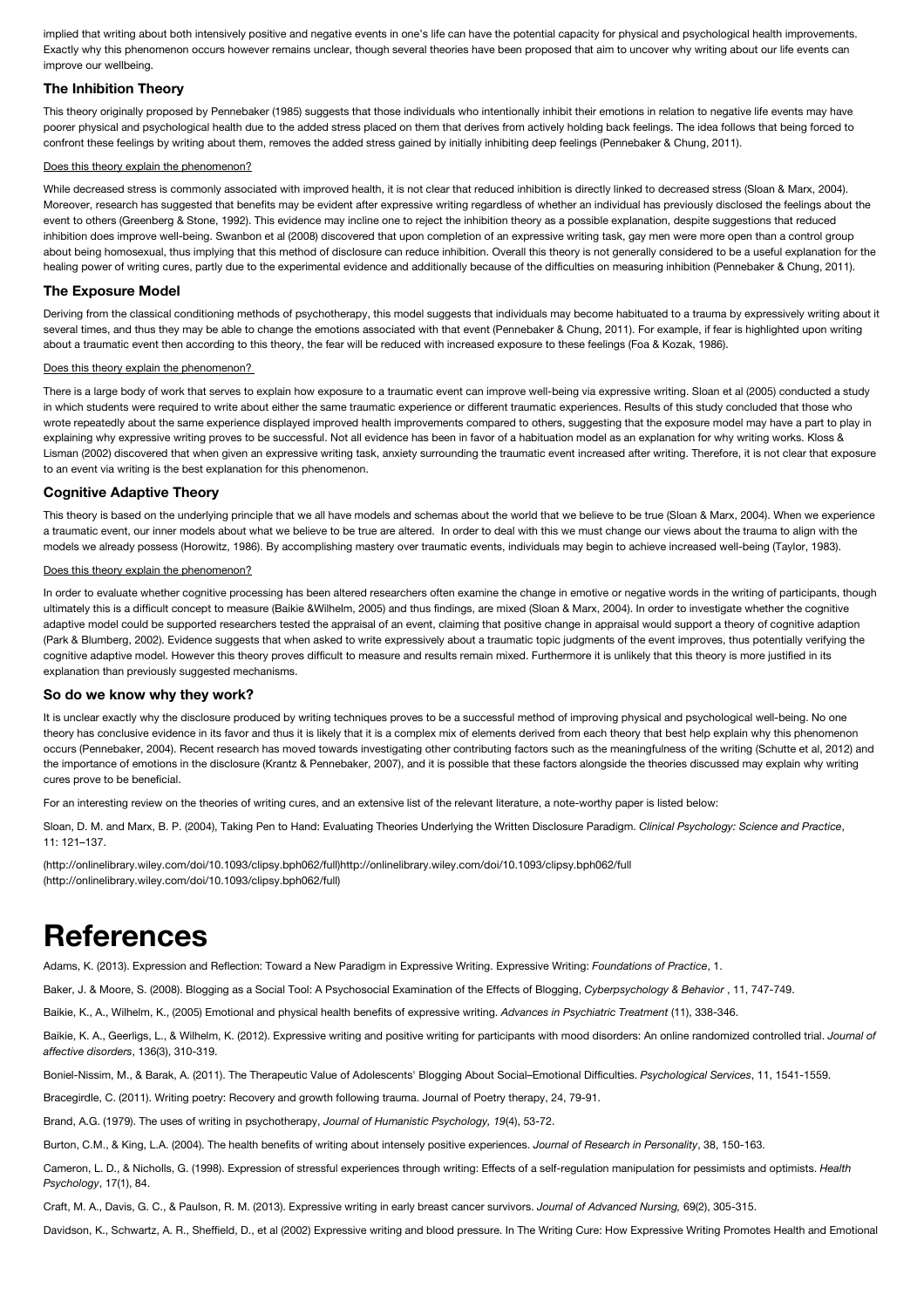implied that writing about both intensively positive and negative events in one's life can have the potential capacity for physical and psychological health improvements. Exactly why this phenomenon occurs however remains unclear, though several theories have been proposed that aim to uncover why writing about our life events can improve our wellbeing.

### The Inhibition Theory

This theory originally proposed by Pennebaker (1985) suggests that those individuals who intentionally inhibit their emotions in relation to negative life events may have poorer physical and psychological health due to the added stress placed on them that derives from actively holding back feelings. The idea follows that being forced to confront these feelings by writing about them, removes the added stress gained by initially inhibiting deep feelings (Pennebaker & Chung, 2011).

Does this theory explain the phenomenon?

While decreased stress is commonly associated with improved health, it is not clear that reduced inhibition is directly linked to decreased stress (Sloan & Marx, 2004). Moreover, research has suggested that benefits may be evident after expressive writing regardless of whether an individual has previously disclosed the feelings about the event to others (Greenberg & Stone, 1992). This evidence may incline one to reject the inhibition theory as a possible explanation, despite suggestions that reduced inhibition does improve well-being. Swanbon et al (2008) discovered that upon completion of an expressive writing task, gay men were more open than a control group about being homosexual, thus implying that this method of disclosure can reduce inhibition. Overall this theory is not generally considered to be a useful explanation for the healing power of writing cures, partly due to the experimental evidence and additionally because of the difficulties on measuring inhibition (Pennebaker & Chung, 2011).

### The Exposure Model

Deriving from the classical conditioning methods of psychotherapy, this model suggests that individuals may become habituated to a trauma by expressively writing about it several times, and thus they may be able to change the emotions associated with that event (Pennebaker & Chung, 2011). For example, if fear is highlighted upon writing about a traumatic event then according to this theory, the fear will be reduced with increased exposure to these feelings (Foa & Kozak, 1986).

Does this theory explain the phenomenon?

There is a large body of work that serves to explain how exposure to a traumatic event can improve well-being via expressive writing. Sloan et al (2005) conducted a study in which students were required to write about either the same traumatic experience or different traumatic experiences. Results of this study concluded that those who wrote repeatedly about the same experience displayed improved health improvements compared to others, suggesting that the exposure model may have a part to play in explaining why expressive writing proves to be successful. Not all evidence has been in favor of a habituation model as an explanation for why writing works. Kloss & Lisman (2002) discovered that when given an expressive writing task, anxiety surrounding the traumatic event increased after writing. Therefore, it is not clear that exposure to an event via writing is the best explanation for this phenomenon.

### Cognitive Adaptive Theory

This theory is based on the underlying principle that we all have models and schemas about the world that we believe to be true (Sloan & Marx, 2004). When we experience a traumatic event, our inner models about what we believe to be true are altered. In order to deal with this we must change our views about the trauma to align with the models we already possess (Horowitz, 1986). By accomplishing mastery over traumatic events, individuals may begin to achieve increased well-being (Taylor, 1983).

Does this theory explain the phenomenon?

In order to evaluate whether cognitive processing has been altered researchers often examine the change in emotive or negative words in the writing of participants, though ultimately this is a difficult concept to measure (Baikie &Wilhelm, 2005) and thus findings, are mixed (Sloan & Marx, 2004). In order to investigate whether the cognitive adaptive model could be supported researchers tested the appraisal of an event, claiming that positive change in appraisal would support a theory of cognitive adaption (Park & Blumberg, 2002). Evidence suggests that when asked to write expressively about a traumatic topic judgments of the event improves, thus potentially verifying the cognitive adaptive model. However this theory proves difficult to measure and results remain mixed. Furthermore it is unlikely that this theory is more justified in its explanation than previously suggested mechanisms.

### So do we know why they work?

It is unclear exactly why the disclosure produced by writing techniques proves to be a successful method of improving physical and psychological well-being. No one theory has conclusive evidence in its favor and thus it is likely that it is a complex mix of elements derived from each theory that best help explain why this phenomenon occurs (Pennebaker, 2004). Recent research has moved towards investigating other contributing factors such as the meaningfulness of the writing (Schutte et al, 2012) and the importance of emotions in the disclosure (Krantz & Pennebaker, 2007), and it is possible that these factors alongside the theories discussed may explain why writing cures prove to be beneficial.

For an interesting review on the theories of writing cures, and an extensive list of the relevant literature, a note-worthy paper is listed below:

Sloan, D. M. and Marx, B. P. (2004), Taking Pen to Hand: Evaluating Theories Underlying the Written Disclosure Paradigm. *Clinical Psychology: Science and Practice*, 11: 121–137.

(http://onlinelibrary.wiley.com/doi/10.1093/clipsy.bph062/full)http://onlinelibrary.wiley.com/doi/10.1093/clipsy.bph062/full (http://onlinelibrary.wiley.com/doi/10.1093/clipsy.bph062/full)

# References

Adams, K. (2013). Expression and Reflection: Toward a New Paradigm in Expressive Writing. Expressive Writing: *Foundations of Practice*, 1.

Baker, J. & Moore, S. (2008). Blogging as a Social Tool: A Psychosocial Examination of the Effects of Blogging, *Cyberpsychology & Behavior* , 11, 747-749.

Baikie, K., A., Wilhelm, K., (2005) Emotional and physical health benefits of expressive writing. *Advances in Psychiatric Treatment* (11), 338-346.

Baikie, K. A., Geerligs, L., & Wilhelm, K. (2012). Expressive writing and positive writing for participants with mood disorders: An online randomized controlled trial. *Journal of affective disorders*, 136(3), 310-319.

Boniel-Nissim, M., & Barak, A. (2011). The Therapeutic Value of Adolescents' Blogging About Social–Emotional Difficulties. *Psychological Services*, 11, 1541-1559.

Bracegirdle, C. (2011). Writing poetry: Recovery and growth following trauma. Journal of Poetry therapy, 24, 79-91.

Brand, A.G. (1979). The uses of writing in psychotherapy, *Journal of Humanistic Psychology, 19*(4), 53-72.

Burton, C.M., & King, L.A. (2004). The health benefits of writing about intensely positive experiences. *Journal of Research in Personality*, 38, 150-163.

Cameron, L. D., & Nicholls, G. (1998). Expression of stressful experiences through writing: Effects of a self-regulation manipulation for pessimists and optimists. *Health Psychology*, 17(1), 84.

Craft, M. A., Davis, G. C., & Paulson, R. M. (2013). Expressive writing in early breast cancer survivors. *Journal of Advanced Nursing,* 69(2), 305-315.

Davidson, K., Schwartz, A. R., Sheffield, D., et al (2002) Expressive writing and blood pressure. In The Writing Cure: How Expressive Writing Promotes Health and Emotional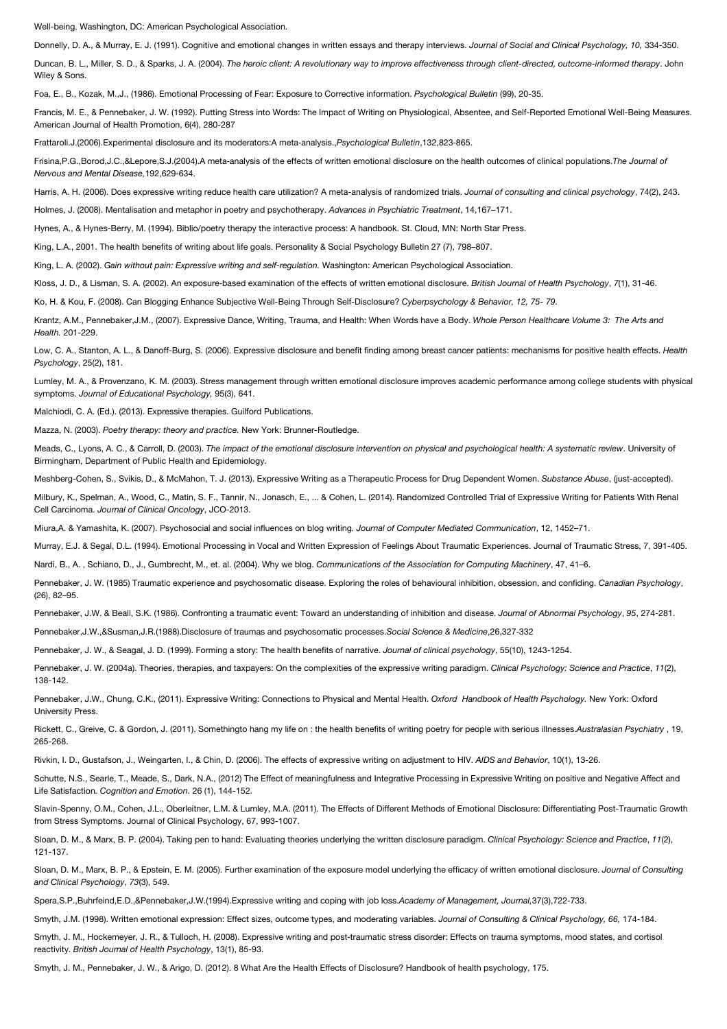Well-being. Washington, DC: American Psychological Association.

Donnelly, D. A., & Murray, E. J. (1991). Cognitive and emotional changes in written essays and therapy interviews. *Journal of Social and Clinical Psychology, 10,* 334-350.

Duncan, B. L., Miller, S. D., & Sparks, J. A. (2004). *The heroic client: A revolutionary way to improve effectiveness through client-directed, outcome-informed therapy*. John Wiley & Sons.

Foa, E., B., Kozak, M.,J., (1986). Emotional Processing of Fear: Exposure to Corrective information. *Psychological Bulletin* (99), 20-35.

Francis, M. E., & Pennebaker, J. W. (1992). Putting Stress into Words: The Impact of Writing on Physiological, Absentee, and Self-Reported Emotional Well-Being Measures. American Journal of Health Promotion, 6(4), 280-287

Frattaroli.J.(2006).Experimental disclosure and its moderators:A meta-analysis.,*Psychological Bulletin*,132,823-865.

Frisina,P.G.,Borod,J.C.,&Lepore,S.J.(2004).A meta-analysis of the effects of written emotional disclosure on the health outcomes of clinical populations.*The Journal of Nervous and Mental Disease,*192,629-634.

Harris, A. H. (2006). Does expressive writing reduce health care utilization? A meta-analysis of randomized trials. *Journal of consulting and clinical psychology*, 74(2), 243.

Holmes, J. (2008). Mentalisation and metaphor in poetry and psychotherapy. *Advances in Psychiatric Treatment*, 14,167–171.

Hynes, A., & Hynes-Berry, M. (1994). Biblio/poetry therapy the interactive process: A handbook. St. Cloud, MN: North Star Press.

King, L.A., 2001. The health benefits of writing about life goals. Personality & Social Psychology Bulletin 27 (7), 798–807.

King, L. A. (2002). *Gain without pain: Expressive writing and self-regulation.* Washington: American Psychological Association.

Kloss, J. D., & Lisman, S. A. (2002). An exposure-based examination of the effects of written emotional disclosure. *British Journal of Health Psychology*, *7*(1), 31-46.

Ko, H. & Kou, F. (2008). Can Blogging Enhance Subjective Well-Being Through Self-Disclosure? *Cyberpsychology & Behavior, 12, 75- 79.*

Krantz, A.M., Pennebaker,J.M., (2007). Expressive Dance, Writing, Trauma, and Health: When Words have a Body. *Whole Person Healthcare Volume 3: The Arts and Health.* 201-229.

Low, C. A., Stanton, A. L., & Danoff-Burg, S. (2006). Expressive disclosure and benefit finding among breast cancer patients: mechanisms for positive health effects. *Health Psychology*, 25(2), 181.

Lumley, M. A., & Provenzano, K. M. (2003). Stress management through written emotional disclosure improves academic performance among college students with physical symptoms. *Journal of Educational Psychology,* 95(3), 641.

Malchiodi, C. A. (Ed.). (2013). Expressive therapies. Guilford Publications.

Mazza, N. (2003). *Poetry therapy: theory and practice.* New York: Brunner-Routledge.

Meads, C., Lyons, A. C., & Carroll, D. (2003). *The impact of the emotional disclosure intervention on physical and psychological health: A systematic review*. University of Birmingham, Department of Public Health and Epidemiology.

Meshberg-Cohen, S., Svikis, D., & McMahon, T. J. (2013). Expressive Writing as a Therapeutic Process for Drug Dependent Women. *Substance Abuse*, (just-accepted).

Milbury, K., Spelman, A., Wood, C., Matin, S. F., Tannir, N., Jonasch, E., ... & Cohen, L. (2014). Randomized Controlled Trial of Expressive Writing for Patients With Renal Cell Carcinoma. *Journal of Clinical Oncology*, JCO-2013.

Miura,A. & Yamashita, K. (2007). Psychosocial and social influences on blog writing. *Journal of Computer Mediated Communication*, 12, 1452–71.

Murray, E.J. & Segal, D.L. (1994). Emotional Processing in Vocal and Written Expression of Feelings About Traumatic Experiences. Journal of Traumatic Stress, 7, 391-405.

Nardi, B., A. , Schiano, D., J., Gumbrecht, M., et. al. (2004). Why we blog. *Communications of the Association for Computing Machinery*, 47, 41–6.

Pennebaker, J. W. (1985) Traumatic experience and psychosomatic disease. Exploring the roles of behavioural inhibition, obsession, and confiding. *Canadian Psychology*, (26), 82–95.

Pennebaker, J.W. & Beall, S.K. (1986). Confronting a traumatic event: Toward an understanding of inhibition and disease. *Journal of Abnormal Psychology*, *95*, 274-281.

Pennebaker,J.W.,&Susman,J.R.(1988).Disclosure of traumas and psychosomatic processes.*Social Science & Medicine*,26,327-332

Pennebaker, J. W., & Seagal, J. D. (1999). Forming a story: The health benefits of narrative. *Journal of clinical psychology*, 55(10), 1243-1254.

Pennebaker, J. W. (2004a). Theories, therapies, and taxpayers: On the complexities of the expressive writing paradigm. *Clinical Psychology: Science and Practice*, *11*(2), 138-142.

Pennebaker, J.W., Chung, C.K., (2011). Expressive Writing: Connections to Physical and Mental Health. *Oxford Handbook of Health Psychology.* New York: Oxford University Press.

Rickett, C., Greive, C. & Gordon, J. (2011). Somethingto hang my life on : the health benefits of writing poetry for people with serious illnesses.*Australasian Psychiatry* , 19, 265-268.

Rivkin, I. D., Gustafson, J., Weingarten, I., & Chin, D. (2006). The effects of expressive writing on adjustment to HIV. *AIDS and Behavior*, 10(1), 13-26.

Schutte, N.S., Searle, T., Meade, S., Dark, N.A., (2012) The Effect of meaningfulness and Integrative Processing in Expressive Writing on positive and Negative Affect and Life Satisfaction. *Cognition and Emotion*. 26 (1), 144-152.

Slavin-Spenny, O.M., Cohen, J.L., Oberleitner, L.M. & Lumley, M.A. (2011). The Effects of Different Methods of Emotional Disclosure: Differentiating Post-Traumatic Growth from Stress Symptoms. Journal of Clinical Psychology, 67, 993-1007.

Sloan, D. M., & Marx, B. P. (2004). Taking pen to hand: Evaluating theories underlying the written disclosure paradigm. *Clinical Psychology: Science and Practice*, *11*(2), 121-137.

Sloan, D. M., Marx, B. P., & Epstein, E. M. (2005). Further examination of the exposure model underlying the efficacy of written emotional disclosure. *Journal of Consulting and Clinical Psychology*, *73*(3), 549.

Spera,S.P.,Buhrfeind,E.D.,&Pennebaker,J.W.(1994).Expressive writing and coping with job loss.*Academy of Management, Journal,*37(3),722-733.

Smyth, J.M. (1998). Written emotional expression: Effect sizes, outcome types, and moderating variables. *Journal of Consulting & Clinical Psychology, 66,* 174-184.

Smyth, J. M., Hockemeyer, J. R., & Tulloch, H. (2008). Expressive writing and post-traumatic stress disorder: Effects on trauma symptoms, mood states, and cortisol reactivity. *British Journal of Health Psychology*, 13(1), 85-93.

Smyth, J. M., Pennebaker, J. W., & Arigo, D. (2012). 8 What Are the Health Effects of Disclosure? Handbook of health psychology, 175.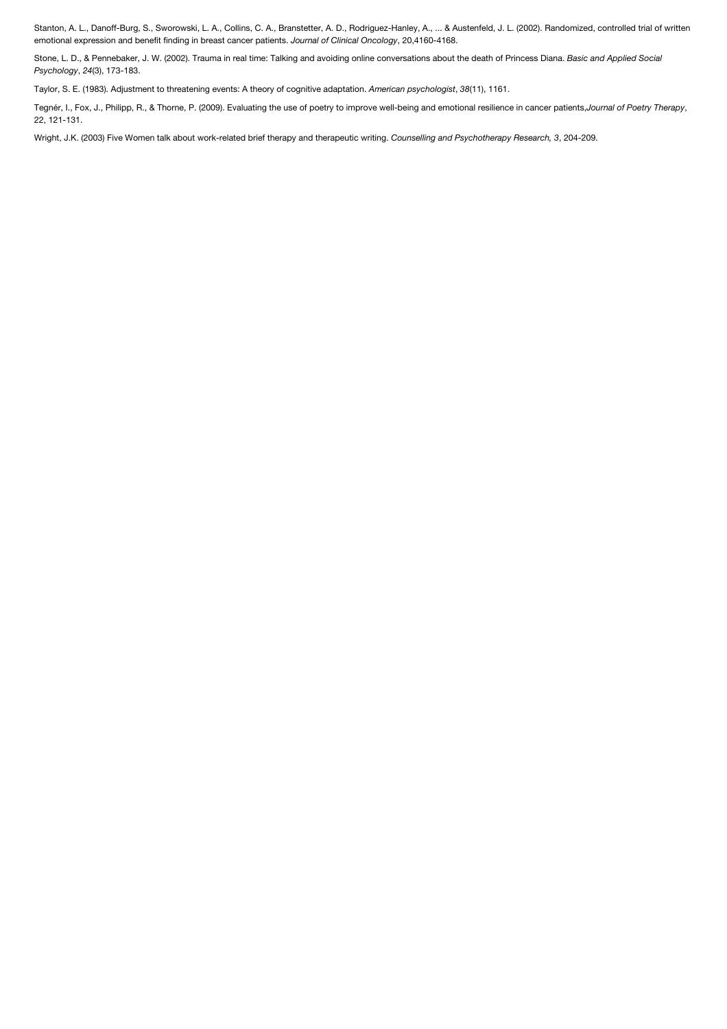Stanton, A. L., Danoff-Burg, S., Sworowski, L. A., Collins, C. A., Branstetter, A. D., Rodriguez-Hanley, A., ... & Austenfeld, J. L. (2002). Randomized, controlled trial of written emotional expression and benefit finding in breast cancer patients. *Journal of Clinical Oncology*, 20,4160-4168.

Stone, L. D., & Pennebaker, J. W. (2002). Trauma in real time: Talking and avoiding online conversations about the death of Princess Diana. *Basic and Applied Social Psychology*, *24*(3), 173-183.

Taylor, S. E. (1983). Adjustment to threatening events: A theory of cognitive adaptation. *American psychologist*, *38*(11), 1161.

Tegnér, I., Fox, J., Philipp, R., & Thorne, P. (2009). Evaluating the use of poetry to improve well-being and emotional resilience in cancer patients,*Journal of Poetry Therapy*, 22, 121-131.

Wright, J.K. (2003) Five Women talk about work-related brief therapy and therapeutic writing. *Counselling and Psychotherapy Research, 3*, 204-209.